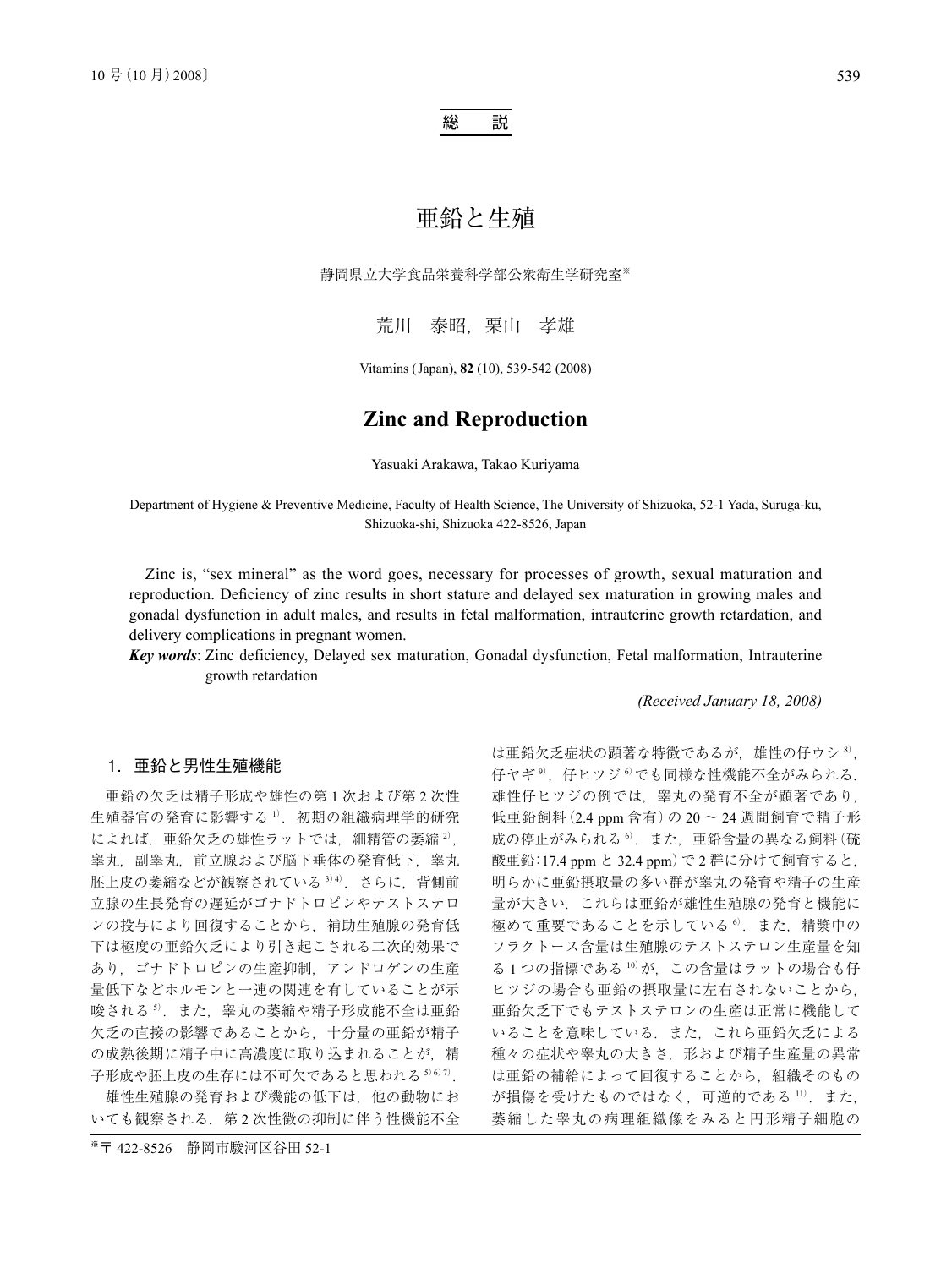総　説

# 亜鉛と生殖

静岡県立大学食品栄養科学部公衆衛生学研究室*

荒川　泰昭，栗山　孝雄

Vitamins (Japan), **82** (10), 539-542 (2008)

# Zinc and Reproduction

Yasuaki Arakawa, Takao Kuriyama

Department of Hygiene & Preventive Medicine, Faculty of Health Science, The University of Shizuoka, 52-1 Yada, Suruga-ku, Shizuoka-shi, Shizuoka 422-8526, Japan

Zinc is, "sex mineral" as the word goes, necessary for processes of growth, sexual maturation and reproduction. Deficiency of zinc results in short stature and delayed sex maturation in growing males and gonadal dysfunction in adult males, and results in fetal malformation, intrauterine growth retardation, and delivery complications in pregnant women.

***Key words***: Zinc deficiency, Delayed sex maturation, Gonadal dysfunction, Fetal malformation, Intrauterine growth retardation

*(Received January 18, 2008)*

## 1. 亜鉛と男性生殖機能

亜鉛の欠乏は精子形成や雄性の第1次および第2次性生殖器官の発育に影響する[1]．初期の組織病理学的研究によれば，亜鉛欠乏の雄性ラットでは，細精管の萎縮[2]，睾丸，副睾丸，前立腺および脳下垂体の発育低下，睾丸胚上皮の萎縮などが観察されている[3)4]．さらに，背側前立腺の生長発育の遅延がゴナドトロピンやテストステロンの投与により回復することから，補助生殖腺の発育低下は極度の亜鉛欠乏により引き起こされる二次的効果であり，ゴナドトロピンの生産抑制，アンドロゲンの生産量低下などホルモンと一連の関連を有していることが示唆される[5]．また，睾丸の萎縮や精子形成能不全は亜鉛欠乏の直接の影響であることから，十分量の亜鉛が精子の成熟後期に精子中に高濃度に取り込まれることが，精子形成や胚上皮の生存には不可欠であると思われる[5)6)7]．

雄性生殖腺の発育および機能の低下は，他の動物においても観察される．第2次性徴の抑制に伴う性機能不全は亜鉛欠乏症状の顕著な特徴であるが，雄性の仔ウシ[8]，仔ヤギ[9]，仔ヒツジ[6]でも同様な性機能不全がみられる．雄性仔ヒツジの例では，睾丸の発育不全が顕著であり，低亜鉛飼料（2.4 ppm含有）の20～24週間飼育で精子形成の停止がみられる[6]．また，亜鉛含量の異なる飼料（硫酸亜鉛：17.4 ppmと32.4 ppm）で2群に分けて飼育すると，明らかに亜鉛摂取量の多い群が睾丸の発育や精子の生産量が大きい．これらは亜鉛が雄性生殖腺の発育と機能に極めて重要であることを示している[6]．また，精漿中のフラクトース含量は生殖腺のテストステロン生産量を知る1つの指標である[10]が，この含量はラットの場合も仔ヒツジの場合も亜鉛の摂取量に左右されないことから，亜鉛欠乏下でもテストステロンの生産は正常に機能していることを意味している．また，これら亜鉛欠乏による種々の症状や睾丸の大きさ，形および精子生産量の異常は亜鉛の補給によって回復することから，組織そのものが損傷を受けたものではなく，可逆的である[11]．また，萎縮した睾丸の病理組織像をみると円形精子細胞の

* 〒422-8526　静岡市駿河区谷田52-1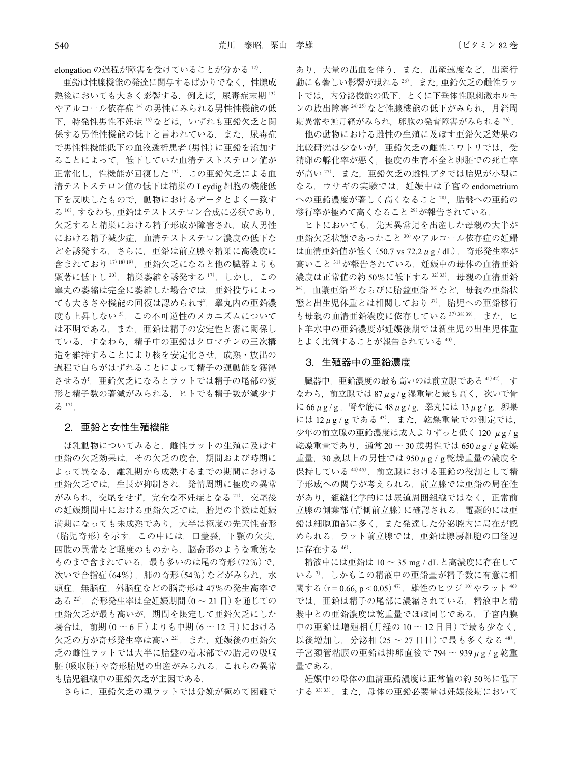elongation の過程が障害を受けていることが分かる[12]．

亜鉛は性腺機能の発達に関与するばかりでなく，性腺成熟後においても大きく影響する．例えば，尿毒症末期[13]やアルコール依存症[14]の男性にみられる男性性機能の低下，特発性男性不妊症[15]などは，いずれも亜鉛欠乏と関係する男性性機能の低下と言われている．また，尿毒症で男性性機能低下の血液透析患者（男性）に亜鉛を添加することによって，低下していた血清テストステロン値が正常化し，性機能が回復した[13]．この亜鉛欠乏による血清テストステロン値の低下は精巣の Leydig 細胞の機能低下を反映したもので，動物におけるデータとよく一致する[16]．すなわち，亜鉛はテストステロン合成に必須であり，欠乏すると精巣における精子形成が障害され，成人男性における精子減少症，血清テストステロン濃度の低下などを誘発する．さらに，亜鉛は前立腺や精巣に高濃度に含まれており[17,18,19]，亜鉛欠乏になると他の臓器よりも顕著に低下し[20]，精巣萎縮を誘発する[17]．しかし，この睾丸の萎縮は完全に萎縮した場合では，亜鉛投与によっても大きさや機能の回復は認められず，睾丸内の亜鉛濃度も上昇しない[5]．この不可逆性のメカニズムについては不明である．また，亜鉛は精子の安定性と密に関係している．すなわち，精子中の亜鉛はクロマチンの三次構造を維持することにより核を安定化させ，成熟・放出の過程で自らがはずれることによって精子の運動能を獲得させるが，亜鉛欠乏になるとラットでは精子の尾部の変形と精子数の著減がみられる．ヒトでも精子数が減少する[17]．

## 2. 亜鉛と女性生殖機能

ほ乳動物についてみると，雌性ラットの生殖に及ぼす亜鉛の欠乏効果は，その欠乏の度合，期間および時期によって異なる．離乳期から成熟するまでの期間における亜鉛欠乏では，生長が抑制され，発情周期に極度の異常がみられ，交尾をせず，完全な不妊症となる[21]．交尾後の妊娠期間中における亜鉛欠乏では，胎児の半数は妊娠満期になっても未成熟であり，大半は極度の先天性奇形（胎児奇形）を示す．この中には，口蓋裂，下顎の欠失，四肢の異常など軽度のものから，脳奇形のような重篤なものまで含まれている．最も多いのは尾の奇形（72%）で，次いで合指症（64%），肺の奇形（54%）などがみられ，水頭症，無脳症，外脳症などの脳奇形は 47%の発生高率である[22]．奇形発生率は全妊娠期間（0 ～ 21 日）を通じての亜鉛欠乏が最も高いが，期間を限定して亜鉛欠乏にした場合は，前期（0 ～ 6 日）よりも中期（6 ～ 12 日）における欠乏の方が奇形発生率は高い[22]．また，妊娠後の亜鉛欠乏の雌性ラットでは大半に胎盤の着床部での胎児の吸収胚（吸収胚）や奇形胎児の出産がみられる．これらの異常も胎児組織中の亜鉛欠乏が主因である．

さらに，亜鉛欠乏の親ラットでは分娩が極めて困難であり，大量の出血を伴う．また，出産速度など，出産行動にも著しい影響が現れる[23]．また，亜鉛欠乏の雌性ラットでは，内分泌機能の低下，とくに下垂体性腺刺激ホルモンの放出障害[24,25]など性腺機能の低下がみられ，月経周期異常や無月経がみられ，卵胞の発育障害がみられる[26]．

他の動物における雌性の生殖に及ぼす亜鉛欠乏効果の比較研究は少ないが，亜鉛欠乏の雌性ニワトリでは，受精卵の孵化率が悪く，極度の生育不全と卵胚での死亡率が高い[27]．また，亜鉛欠乏の雌性ブタでは胎児が小型になる．ウサギの実験では，妊娠中は子宮の endometrium への亜鉛濃度が著しく高くなること[28]，胎盤への亜鉛の移行率が極めて高くなること[29]が報告されている．

ヒトにおいても，先天異常児を出産した母親の大半が亜鉛欠乏状態であったこと[30]やアルコール依存症の妊婦は血清亜鉛値が低く（50.7 vs 72.2 μg / dL），奇形発生率が高いこと[31]が報告されている．妊娠中の母体の血清亜鉛濃度は正常値の約 50%に低下する[32,33]．母親の血清亜鉛[34]，血漿亜鉛[35]ならびに胎盤亜鉛[36]など，母親の亜鉛状態と出生児体重とは相関しており[37]，胎児への亜鉛移行も母親の血清亜鉛濃度に依存している[37,38,39]．また，ヒト羊水中の亜鉛濃度が妊娠後期では新生児の出生児体重とよく比例することが報告されている[40]．

## 3. 生殖器中の亜鉛濃度

臓器中，亜鉛濃度の最も高いのは前立腺である[41,42]．すなわち，前立腺では 87 μg / g 湿重量と最も高く，次いで骨に 66 μg / g，腎や筋に 48 μg / g，睾丸には 13 μg / g，卵巣には 12 μg / g である[43]．また，乾燥重量での測定では，少年の前立腺の亜鉛濃度は成人よりずっと低く 120 μg / g 乾燥重量であり，通常 20 ～ 30 歳男性では 650 μg / g 乾燥重量，30 歳以上の男性では 950 μg / g 乾燥重量の濃度を保持している[44,45]．前立腺における亜鉛の役割として精子形成への関与が考えられる．前立腺では亜鉛の局在性があり，組織化学的には尿道周囲組織ではなく，正常前立腺の側葉部（背側前立腺）に確認される．電顕的には亜鉛は細胞頂部に多く，また発達した分泌腔内に局在が認められる．ラット前立腺では，亜鉛は腺房細胞の口径辺に存在する[46]．

精液中には亜鉛は 10 ～ 35 mg / dL と高濃度に存在している[7]．しかもこの精液中の亜鉛量が精子数に有意に相関する（$r = 0.66$, $p < 0.05$）[47]．雄性のヒツジ[10]やラット[46]では，亜鉛は精子の尾部に濃縮されている．精液中と精漿中との亜鉛濃度は乾重量でほぼ同じである．子宮内膜中の亜鉛は増殖相（月経の 10 ～ 12 日目）で最も少なく，以後増加し，分泌相（25 ～ 27 日目）で最も多くなる[48]．子宮頚管粘膜の亜鉛は排卵直後で 794 ～ 939 μg / g 乾重量である．

妊娠中の母体の血清亜鉛濃度は正常値の約 50%に低下する[33,33]．また，母体の亜鉛必要量は妊娠後期において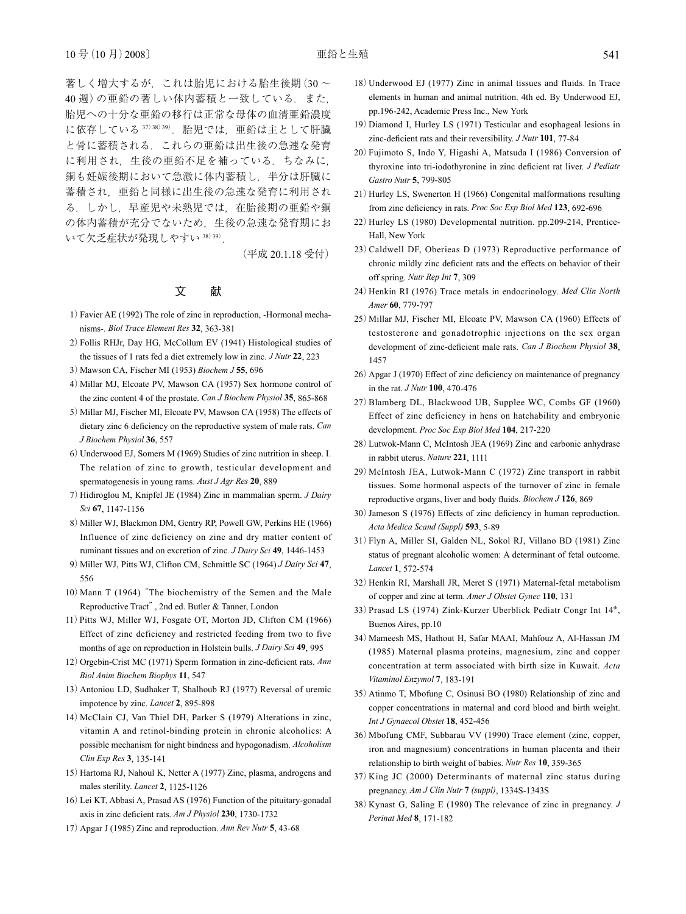著しく増大するが，これは胎児における胎生後期（30 ～ 40 週）の亜鉛の著しい体内蓄積と一致している．また，胎児への十分な亜鉛の移行は正常な母体の血清亜鉛濃度に依存している [37,38,39]．胎児では，亜鉛は主として肝臓と骨に蓄積される．これらの亜鉛は出生後の急速な発育に利用され，生後の亜鉛不足を補っている．ちなみに，銅も妊娠後期において急激に体内蓄積し，半分は肝臓に蓄積され，亜鉛と同様に出生後の急速な発育に利用される．しかし，早産児や未熟児では，在胎後期の亜鉛や銅の体内蓄積が充分でないため，生後の急速な発育期において欠乏症状が発現しやすい [38,39]．

（平成 20.1.18 受付）

## 文　献

1）Favier AE (1992) The role of zinc in reproduction, -Hormonal mechanisms-. *Biol Trace Element Res* **32**, 363-381

2）Follis RHJr, Day HG, McCollum EV (1941) Histological studies of the tissues of 1 rats fed a diet extremely low in zinc. *J Nutr* **22**, 223

3）Mawson CA, Fischer MI (1953) *Biochem J* **55**, 696

4）Millar MJ, Elcoate PV, Mawson CA (1957) Sex hormone control of the zinc content 4 of the prostate. *Can J Biochem Physiol* **35**, 865-868

5）Millar MJ, Fischer MI, Elcoate PV, Mawson CA (1958) The effects of dietary zinc 6 deficiency on the reproductive system of male rats. *Can J Biochem Physiol* **36**, 557

6）Underwood EJ, Somers M (1969) Studies of zinc nutrition in sheep. I. The relation of zinc to growth, testicular development and spermatogenesis in young rams. *Aust J Agr Res* **20**, 889

7）Hidiroglou M, Knipfel JE (1984) Zinc in mammalian sperm. *J Dairy Sci* **67**, 1147-1156

8）Miller WJ, Blackmon DM, Gentry RP, Powell GW, Perkins HE (1966) Influence of zinc deficiency on zinc and dry matter content of ruminant tissues and on excretion of zinc. *J Dairy Sci* **49**, 1446-1453

9）Miller WJ, Pitts WJ, Clifton CM, Schmittle SC (1964) *J Dairy Sci* **47**, 556

10）Mann T (1964) "The biochemistry of the Semen and the Male Reproductive Tract", 2nd ed. Butler & Tanner, London

11）Pitts WJ, Miller WJ, Fosgate OT, Morton JD, Clifton CM (1966) Effect of zinc deficiency and restricted feeding from two to five months of age on reproduction in Holstein bulls. *J Dairy Sci* **49**, 995

12）Orgebin-Crist MC (1971) Sperm formation in zinc-deficient rats. *Ann Biol Anim Biochem Biophys* **11**, 547

13）Antoniou LD, Sudhaker T, Shalhoub RJ (1977) Reversal of uremic impotence by zinc. *Lancet* **2**, 895-898

14）McClain CJ, Van Thiel DH, Parker S (1979) Alterations in zinc, vitamin A and retinol-binding protein in chronic alcoholics: A possible mechanism for night bindness and hypogonadism. *Alcoholism Clin Exp Res* **3**, 135-141

15）Hartoma RJ, Nahoul K, Netter A (1977) Zinc, plasma, androgens and males sterility. *Lancet* **2**, 1125-1126

16）Lei KT, Abbasi A, Prasad AS (1976) Function of the pituitary-gonadal axis in zinc deficient rats. *Am J Physiol* **230**, 1730-1732

17）Apgar J (1985) Zinc and reproduction. *Ann Rev Nutr* **5**, 43-68

18）Underwood EJ (1977) Zinc in animal tissues and fluids. In Trace elements in human and animal nutrition. 4th ed. By Underwood EJ, pp.196-242, Academic Press Inc., New York

19）Diamond I, Hurley LS (1971) Testicular and esophageal lesions in zinc-deficient rats and their reversibility. *J Nutr* **101**, 77-84

20）Fujimoto S, Indo Y, Higashi A, Matsuda I (1986) Conversion of thyroxine into tri-iodothyronine in zinc deficient rat liver. *J Pediatr Gastro Nutr* **5**, 799-805

21）Hurley LS, Swenerton H (1966) Congenital malformations resulting from zinc deficiency in rats. *Proc Soc Exp Biol Med* **123**, 692-696

22）Hurley LS (1980) Developmental nutrition. pp.209-214, Prentice-Hall, New York

23）Caldwell DF, Oberieas D (1973) Reproductive performance of chronic mildly zinc deficient rats and the effects on behavior of their off spring. *Nutr Rep Int* **7**, 309

24）Henkin RI (1976) Trace metals in endocrinology. *Med Clin North Amer* **60**, 779-797

25）Millar MJ, Fischer MI, Elcoate PV, Mawson CA (1960) Effects of testosterone and gonadotrophic injections on the sex organ development of zinc-deficient male rats. *Can J Biochem Physiol* **38**, 1457

26）Apgar J (1970) Effect of zinc deficiency on maintenance of pregnancy in the rat. *J Nutr* **100**, 470-476

27）Blamberg DL, Blackwood UB, Supplee WC, Combs GF (1960) Effect of zinc deficiency in hens on hatchability and embryonic development. *Proc Soc Exp Biol Med* **104**, 217-220

28）Lutwok-Mann C, McIntosh JEA (1969) Zinc and carbonic anhydrase in rabbit uterus. *Nature* **221**, 1111

29）McIntosh JEA, Lutwok-Mann C (1972) Zinc transport in rabbit tissues. Some hormonal aspects of the turnover of zinc in female reproductive organs, liver and body fluids. *Biochem J* **126**, 869

30）Jameson S (1976) Effects of zinc deficiency in human reproduction. *Acta Medica Scand (Suppl)* **593**, 5-89

31）Flyn A, Miller SI, Galden NL, Sokol RJ, Villano BD (1981) Zinc status of pregnant alcoholic women: A determinant of fetal outcome. *Lancet* **1**, 572-574

32）Henkin RI, Marshall JR, Meret S (1971) Maternal-fetal metabolism of copper and zinc at term. *Amer J Obstet Gynec* **110**, 131

33）Prasad LS (1974) Zink-Kurzer Uberblick Pediatr Congr Int 14th, Buenos Aires, pp.10

34）Mameesh MS, Hathout H, Safar MAAI, Mahfouz A, Al-Hassan JM (1985) Maternal plasma proteins, magnesium, zinc and copper concentration at term associated with birth size in Kuwait. *Acta Vitaminol Enzymol* **7**, 183-191

35）Atinmo T, Mbofung C, Osinusi BO (1980) Relationship of zinc and copper concentrations in maternal and cord blood and birth weight. *Int J Gynaecol Obstet* **18**, 452-456

36）Mbofung CMF, Subbarau VV (1990) Trace element (zinc, copper, iron and magnesium) concentrations in human placenta and their relationship to birth weight of babies. *Nutr Res* **10**, 359-365

37）King JC (2000) Determinants of maternal zinc status during pregnancy. *Am J Clin Nutr* **7** *(suppl)*, 1334S-1343S

38）Kynast G, Saling E (1980) The relevance of zinc in pregnancy. *J Perinat Med* **8**, 171-182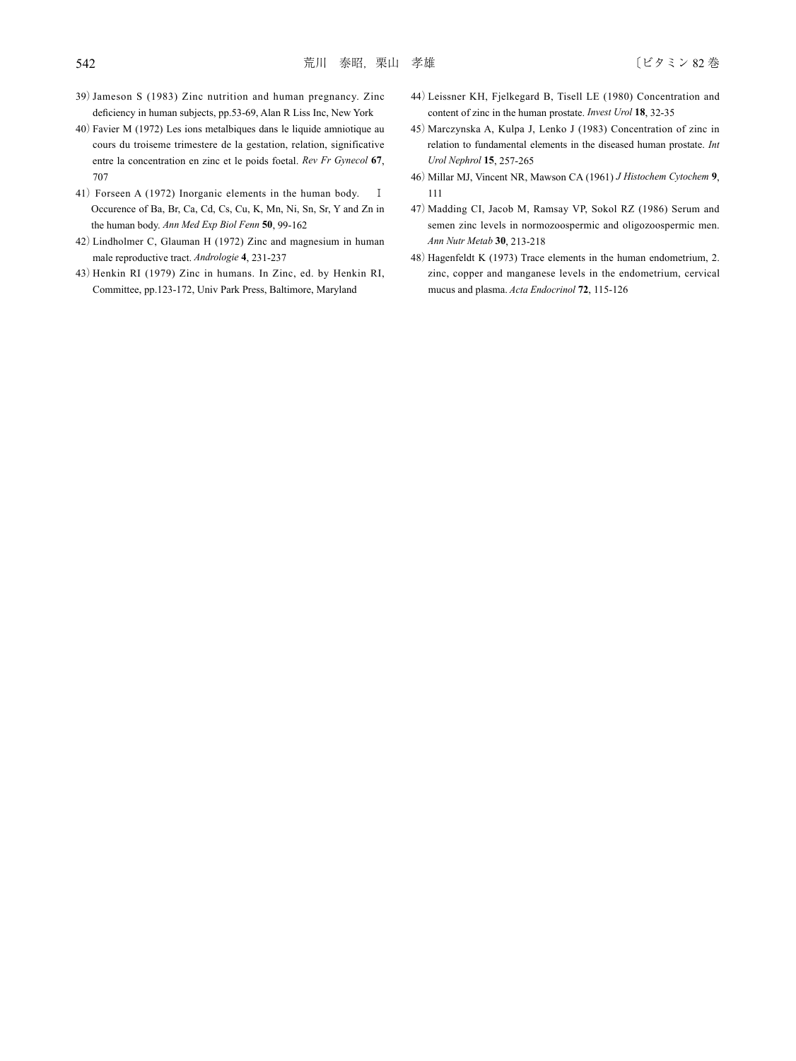39) Jameson S (1983) Zinc nutrition and human pregnancy. Zinc deficiency in human subjects, pp.53-69, Alan R Liss Inc, New York

40) Favier M (1972) Les ions metalbiques dans le liquide amniotique au cours du troiseme trimestere de la gestation, relation, significative entre la concentration en zinc et le poids foetal. *Rev Fr Gynecol* **67**, 707

41) Forseen A (1972) Inorganic elements in the human body. Ⅰ Occurence of Ba, Br, Ca, Cd, Cs, Cu, K, Mn, Ni, Sn, Sr, Y and Zn in the human body. *Ann Med Exp Biol Fenn* **50**, 99-162

42) Lindholmer C, Glauman H (1972) Zinc and magnesium in human male reproductive tract. *Andrologie* **4**, 231-237

43) Henkin RI (1979) Zinc in humans. In Zinc, ed. by Henkin RI, Committee, pp.123-172, Univ Park Press, Baltimore, Maryland

44) Leissner KH, Fjelkegard B, Tisell LE (1980) Concentration and content of zinc in the human prostate. *Invest Urol* **18**, 32-35

45) Marczynska A, Kulpa J, Lenko J (1983) Concentration of zinc in relation to fundamental elements in the diseased human prostate. *Int Urol Nephrol* **15**, 257-265

46) Millar MJ, Vincent NR, Mawson CA (1961) *J Histochem Cytochem* **9**, 111

47) Madding CI, Jacob M, Ramsay VP, Sokol RZ (1986) Serum and semen zinc levels in normozoospermic and oligozoospermic men. *Ann Nutr Metab* **30**, 213-218

48) Hagenfeldt K (1973) Trace elements in the human endometrium, 2. zinc, copper and manganese levels in the endometrium, cervical mucus and plasma. *Acta Endocrinol* **72**, 115-126